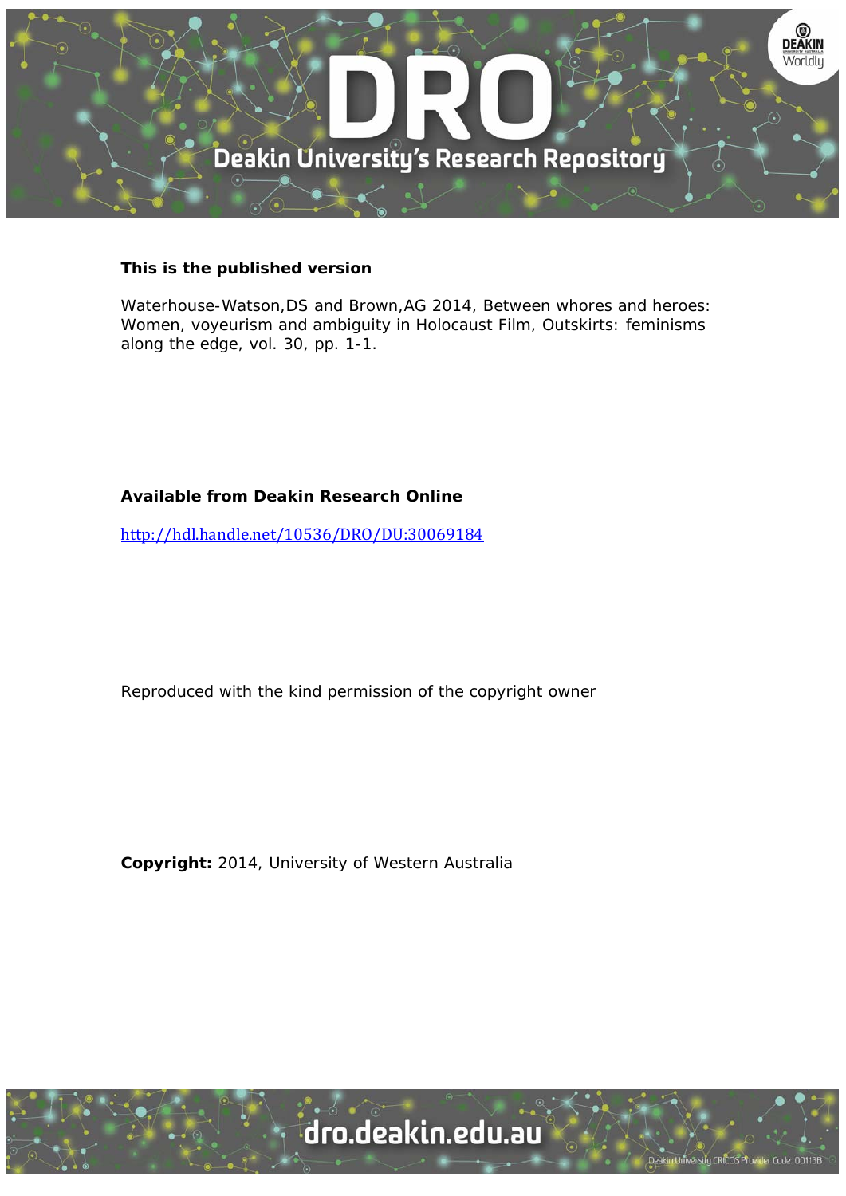**This is the published version**

Waterhouse-Watson,DS and Brown,AG 2014, Between whores and heroes: Women, voyeurism and ambiguity in Holocaust Film, Outskirts: feminisms along the edge, vol. 30, pp. 1-1.

**Available from Deakin Research Online**

http://hdl.handle.net/10536/DRO/DU:30069184

Reproduced with the kind permission of the copyright owner

**Copyright:** 2014, University of Western Australia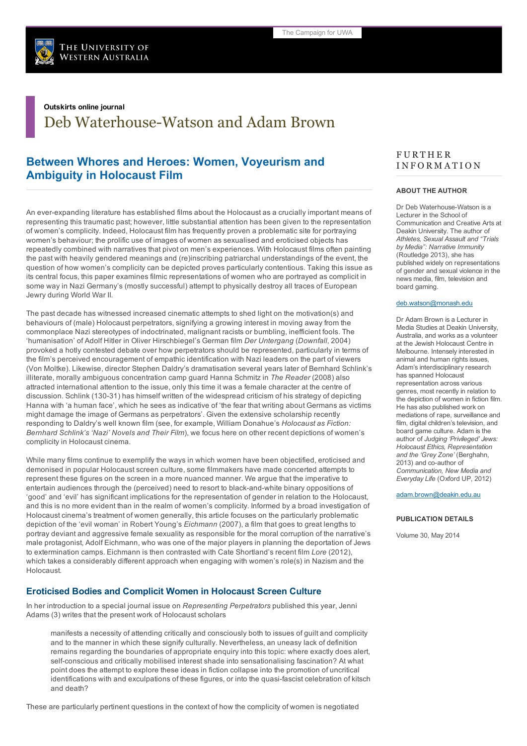**Outskirts online journal**

# Deb Waterhouse-Watson and Adam Brown

## Between Whores and Heroes: Women, Voyeurism and Ambiguity in Holocaust Film

An ever-expanding literature has established films about the Holocaust as a crucially important means of representing this traumatic past; however, little substantial attention has been given to the representation of women's complicity. Indeed, Holocaust film has frequently proven a problematic site for portraying women's behaviour; the prolific use of images of women as sexualised and eroticised objects has repeatedly combined with narratives that pivot on men's experiences. With Holocaust films often painting the past with heavily gendered meanings and (re)inscribing patriarchal understandings of the event, the question of how women's complicity can be depicted proves particularly contentious. Taking this issue as its central focus, this paper examines filmic representations of women who are portrayed as complicit in some way in Nazi Germany's (mostly successful) attempt to physically destroy all traces of European Jewry during World War II.

The past decade has witnessed increased cinematic attempts to shed light on the motivation(s) and behaviours of (male) Holocaust perpetrators, signifying a growing interest in moving away from the commonplace Nazi stereotypes of indoctrinated, malignant racists or bumbling, inefficient fools. The 'humanisation' of Adolf Hitler in Oliver Hirschbiegel's German film *Der Untergang* (*Downfall*, 2004) provoked a hotly contested debate over how perpetrators should be represented, particularly in terms of the film's perceived encouragement of empathic identification with Nazi leaders on the part of viewers (Von Moltke). Likewise, director Stephen Daldry's dramatisation several years later of Bernhard Schlink's illiterate, morally ambiguous concentration camp guard Hanna Schmitz in *The Reader* (2008) also attracted international attention to the issue, only this time it was a female character at the centre of discussion. Schlink (130-31) has himself written of the widespread criticism of his strategy of depicting Hanna with 'a human face', which he sees as indicative of 'the fear that writing about Germans as victims might damage the image of Germans as perpetrators'. Given the extensive scholarship recently responding to Daldry's well known film (see, for example, William Donahue's *Holocaust as Fiction: Bernhard Schlink's 'Nazi' Novels and Their Film*), we focus here on other recent depictions of women's complicity in Holocaust cinema.

While many films continue to exemplify the ways in which women have been objectified, eroticised and demonised in popular Holocaust screen culture, some filmmakers have made concerted attempts to represent these figures on the screen in a more nuanced manner. We argue that the imperative to entertain audiences through the (perceived) need to resort to black-and-white binary oppositions of 'good' and 'evil' has significant implications for the representation of gender in relation to the Holocaust, and this is no more evident than in the realm of women's complicity. Informed by a broad investigation of Holocaust cinema's treatment of women generally, this article focuses on the particularly problematic depiction of the 'evil woman' in Robert Young's *Eichmann* (2007), a film that goes to great lengths to portray deviant and aggressive female sexuality as responsible for the moral corruption of the narrative's male protagonist, Adolf Eichmann, who was one of the major players in planning the deportation of Jews to extermination camps. Eichmann is then contrasted with Cate Shortland's recent film *Lore* (2012), which takes a considerably different approach when engaging with women's role(s) in Nazism and the Holocaust.

### Eroticised Bodies and Complicit Women in Holocaust Screen Culture

In her introduction to a special journal issue on *Representing Perpetrators* published this year, Jenni Adams (3) writes that the present work of Holocaust scholars

> manifests a necessity of attending critically and consciously both to issues of guilt and complicity and to the manner in which these signify culturally. Nevertheless, an uneasy lack of definition remains regarding the boundaries of appropriate enquiry into this topic: where exactly does alert, self-conscious and critically mobilised interest shade into sensationalising fascination? At what point does the attempt to explore these ideas in fiction collapse into the promotion of uncritical identifications with and exculpations of these figures, or into the quasi-fascist celebration of kitsch and death?

These are particularly pertinent questions in the context of how the complicity of women is negotiated

## FURTHER INFORMATION

### ABOUT THE AUTHOR

Dr Deb Waterhouse-Watson is a Lecturer in the School of Communication and Creative Arts at Deakin University. The author of *Athletes, Sexual Assault and "Trials by Media": Narrative Immunity* (Routledge 2013), she has published widely on representations of gender and sexual violence in the news media, film, television and board gaming.

deb.watson@monash.edu

Dr Adam Brown is a Lecturer in Media Studies at Deakin University, Australia, and works as a volunteer at the Jewish Holocaust Centre in Melbourne. Intensely interested in animal and human rights issues, Adam's interdisciplinary research has spanned Holocaust representation across various genres, most recently in relation to the depiction of women in fiction film. He has also published work on mediations of rape, surveillance and film, digital children's television, and board game culture. Adam is the author of *Judging 'Privileged' Jews: Holocaust Ethics, Representation and the 'Grey Zone'* (Berghahn, 2013) and co-author of *Communication, New Media and Everyday Life* (Oxford UP, 2012)

adam.brown@deakin.edu.au

### PUBLICATION DETAILS

Volume 30, May 2014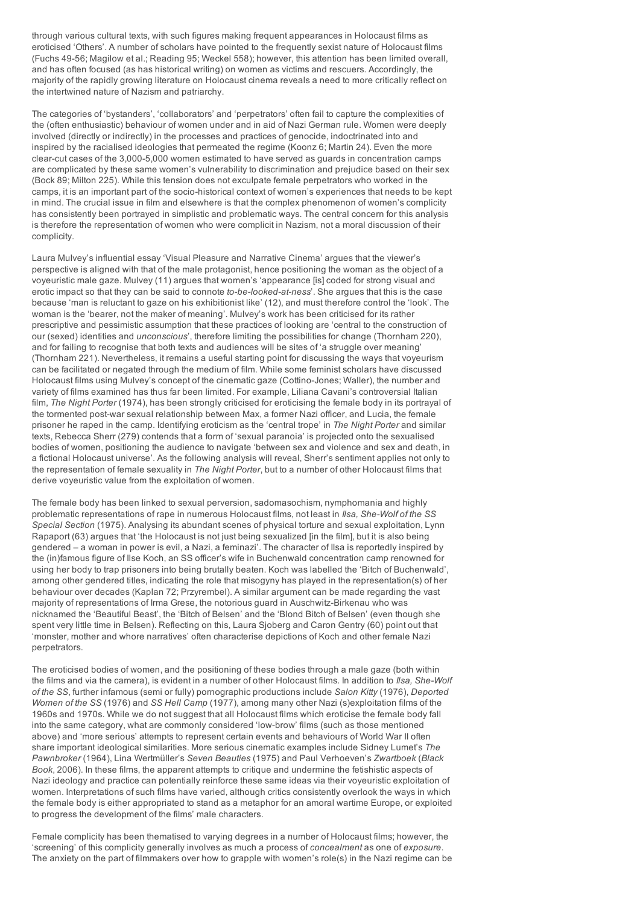through various cultural texts, with such figures making frequent appearances in Holocaust films as eroticised 'Others'. A number of scholars have pointed to the frequently sexist nature of Holocaust films (Fuchs 49-56; Magilow et al.; Reading 95; Weckel 558); however, this attention has been limited overall, and has often focused (as has historical writing) on women as victims and rescuers. Accordingly, the majority of the rapidly growing literature on Holocaust cinema reveals a need to more critically reflect on the intertwined nature of Nazism and patriarchy.

The categories of 'bystanders', 'collaborators' and 'perpetrators' often fail to capture the complexities of the (often enthusiastic) behaviour of women under and in aid of Nazi German rule. Women were deeply involved (directly or indirectly) in the processes and practices of genocide, indoctrinated into and inspired by the racialised ideologies that permeated the regime (Koonz 6; Martin 24). Even the more clear-cut cases of the 3,000-5,000 women estimated to have served as guards in concentration camps are complicated by these same women's vulnerability to discrimination and prejudice based on their sex (Bock 89; Milton 225). While this tension does not exculpate female perpetrators who worked in the camps, it is an important part of the socio-historical context of women's experiences that needs to be kept in mind. The crucial issue in film and elsewhere is that the complex phenomenon of women's complicity has consistently been portrayed in simplistic and problematic ways. The central concern for this analysis is therefore the representation of women who were complicit in Nazism, not a moral discussion of their complicity.

Laura Mulvey's influential essay 'Visual Pleasure and Narrative Cinema' argues that the viewer's perspective is aligned with that of the male protagonist, hence positioning the woman as the object of a voyeuristic male gaze. Mulvey (11) argues that women's 'appearance [is] coded for strong visual and erotic impact so that they can be said to connote *to-be-looked-at-ness*'. She argues that this is the case because 'man is reluctant to gaze on his exhibitionist like' (12), and must therefore control the 'look'. The woman is the 'bearer, not the maker of meaning'. Mulvey's work has been criticised for its rather prescriptive and pessimistic assumption that these practices of looking are 'central to the construction of our (sexed) identities and *unconscious*', therefore limiting the possibilities for change (Thornham 220), and for failing to recognise that both texts and audiences will be sites of 'a struggle over meaning' (Thornham 221). Nevertheless, it remains a useful starting point for discussing the ways that voyeurism can be facilitated or negated through the medium of film. While some feminist scholars have discussed Holocaust films using Mulvey's concept of the cinematic gaze (Cottino-Jones; Waller), the number and variety of films examined has thus far been limited. For example, Liliana Cavani's controversial Italian film, *The Night Porter* (1974), has been strongly criticised for eroticising the female body in its portrayal of the tormented post-war sexual relationship between Max, a former Nazi officer, and Lucia, the female prisoner he raped in the camp. Identifying eroticism as the 'central trope' in *The Night Porter* and similar texts, Rebecca Sherr (279) contends that a form of 'sexual paranoia' is projected onto the sexualised bodies of women, positioning the audience to navigate 'between sex and violence and sex and death, in a fictional Holocaust universe'. As the following analysis will reveal, Sherr's sentiment applies not only to the representation of female sexuality in *The Night Porter*, but to a number of other Holocaust films that derive voyeuristic value from the exploitation of women.

The female body has been linked to sexual perversion, sadomasochism, nymphomania and highly problematic representations of rape in numerous Holocaust films, not least in *Ilsa, She-Wolf of the SS Special Section* (1975). Analysing its abundant scenes of physical torture and sexual exploitation, Lynn Rapaport (63) argues that 'the Holocaust is not just being sexualized [in the film], but it is also being gendered – a woman in power is evil, a Nazi, a feminazi'. The character of Ilsa is reportedly inspired by the (in)famous figure of Ilse Koch, an SS officer's wife in Buchenwald concentration camp renowned for using her body to trap prisoners into being brutally beaten. Koch was labelled the 'Bitch of Buchenwald', among other gendered titles, indicating the role that misogyny has played in the representation(s) of her behaviour over decades (Kaplan 72; Przyrembel). A similar argument can be made regarding the vast majority of representations of Irma Grese, the notorious guard in Auschwitz-Birkenau who was nicknamed the 'Beautiful Beast', the 'Bitch of Belsen' and the 'Blond Bitch of Belsen' (even though she spent very little time in Belsen). Reflecting on this, Laura Sjoberg and Caron Gentry (60) point out that 'monster, mother and whore narratives' often characterise depictions of Koch and other female Nazi perpetrators.

The eroticised bodies of women, and the positioning of these bodies through a male gaze (both within the films and via the camera), is evident in a number of other Holocaust films. In addition to *Ilsa, She-Wolf of the SS*, further infamous (semi or fully) pornographic productions include *Salon Kitty* (1976), *Deported Women of the SS* (1976) and *SS Hell Camp* (1977), among many other Nazi (s)exploitation films of the 1960s and 1970s. While we do not suggest that all Holocaust films which eroticise the female body fall into the same category, what are commonly considered 'low-brow' films (such as those mentioned above) and 'more serious' attempts to represent certain events and behaviours of World War II often share important ideological similarities. More serious cinematic examples include Sidney Lumet's *The Pawnbroker* (1964), Lina Wertmüller's *Seven Beauties* (1975) and Paul Verhoeven's *Zwartboek* (*Black Book*, 2006). In these films, the apparent attempts to critique and undermine the fetishistic aspects of Nazi ideology and practice can potentially reinforce these same ideas via their voyeuristic exploitation of women. Interpretations of such films have varied, although critics consistently overlook the ways in which the female body is either appropriated to stand as a metaphor for an amoral wartime Europe, or exploited to progress the development of the films' male characters.

Female complicity has been thematised to varying degrees in a number of Holocaust films; however, the 'screening' of this complicity generally involves as much a process of *concealment* as one of *exposure*. The anxiety on the part of filmmakers over how to grapple with women's role(s) in the Nazi regime can be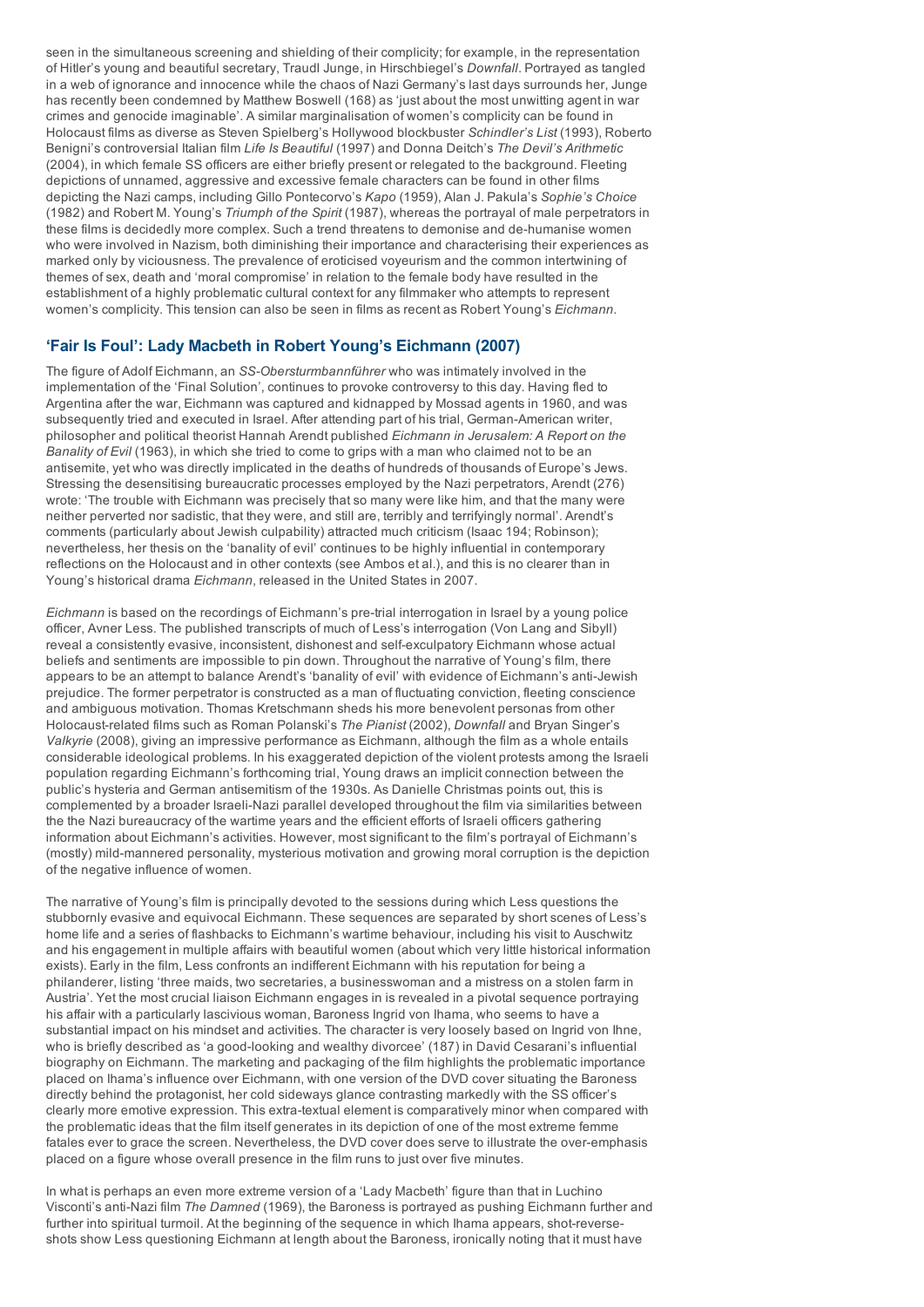seen in the simultaneous screening and shielding of their complicity; for example, in the representation of Hitler's young and beautiful secretary, Traudl Junge, in Hirschbiegel's *Downfall*. Portrayed as tangled in a web of ignorance and innocence while the chaos of Nazi Germany's last days surrounds her, Junge has recently been condemned by Matthew Boswell (168) as 'just about the most unwitting agent in war crimes and genocide imaginable'. A similar marginalisation of women's complicity can be found in Holocaust films as diverse as Steven Spielberg's Hollywood blockbuster *Schindler's List* (1993), Roberto Benigni's controversial Italian film *Life Is Beautiful* (1997) and Donna Deitch's *The Devil's Arithmetic* (2004), in which female SS officers are either briefly present or relegated to the background. Fleeting depictions of unnamed, aggressive and excessive female characters can be found in other films depicting the Nazi camps, including Gillo Pontecorvo's *Kapo* (1959), Alan J. Pakula's *Sophie's Choice* (1982) and Robert M. Young's *Triumph of the Spirit* (1987), whereas the portrayal of male perpetrators in these films is decidedly more complex. Such a trend threatens to demonise and de-humanise women who were involved in Nazism, both diminishing their importance and characterising their experiences as marked only by viciousness. The prevalence of eroticised voyeurism and the common intertwining of themes of sex, death and 'moral compromise' in relation to the female body have resulted in the establishment of a highly problematic cultural context for any filmmaker who attempts to represent women's complicity. This tension can also be seen in films as recent as Robert Young's *Eichmann*.

## 'Fair Is Foul': Lady Macbeth in Robert Young's Eichmann (2007)

The figure of Adolf Eichmann, an *SS-Obersturmbannführer* who was intimately involved in the implementation of the 'Final Solution', continues to provoke controversy to this day. Having fled to Argentina after the war, Eichmann was captured and kidnapped by Mossad agents in 1960, and was subsequently tried and executed in Israel. After attending part of his trial, German-American writer, philosopher and political theorist Hannah Arendt published *Eichmann in Jerusalem: A Report on the Banality of Evil* (1963), in which she tried to come to grips with a man who claimed not to be an antisemite, yet who was directly implicated in the deaths of hundreds of thousands of Europe's Jews. Stressing the desensitising bureaucratic processes employed by the Nazi perpetrators, Arendt (276) wrote: 'The trouble with Eichmann was precisely that so many were like him, and that the many were neither perverted nor sadistic, that they were, and still are, terribly and terrifyingly normal'. Arendt's comments (particularly about Jewish culpability) attracted much criticism (Isaac 194; Robinson); nevertheless, her thesis on the 'banality of evil' continues to be highly influential in contemporary reflections on the Holocaust and in other contexts (see Ambos et al.), and this is no clearer than in Young's historical drama *Eichmann*, released in the United States in 2007.

*Eichmann* is based on the recordings of Eichmann's pre-trial interrogation in Israel by a young police officer, Avner Less. The published transcripts of much of Less's interrogation (Von Lang and Sibyll) reveal a consistently evasive, inconsistent, dishonest and self-exculpatory Eichmann whose actual beliefs and sentiments are impossible to pin down. Throughout the narrative of Young's film, there appears to be an attempt to balance Arendt's 'banality of evil' with evidence of Eichmann's anti-Jewish prejudice. The former perpetrator is constructed as a man of fluctuating conviction, fleeting conscience and ambiguous motivation. Thomas Kretschmann sheds his more benevolent personas from other Holocaust-related films such as Roman Polanski's *The Pianist* (2002), *Downfall* and Bryan Singer's *Valkyrie* (2008), giving an impressive performance as Eichmann, although the film as a whole entails considerable ideological problems. In his exaggerated depiction of the violent protests among the Israeli population regarding Eichmann's forthcoming trial, Young draws an implicit connection between the public's hysteria and German antisemitism of the 1930s. As Danielle Christmas points out, this is complemented by a broader Israeli-Nazi parallel developed throughout the film via similarities between the the Nazi bureaucracy of the wartime years and the efficient efforts of Israeli officers gathering information about Eichmann's activities. However, most significant to the film's portrayal of Eichmann's (mostly) mild-mannered personality, mysterious motivation and growing moral corruption is the depiction of the negative influence of women.

The narrative of Young's film is principally devoted to the sessions during which Less questions the stubbornly evasive and equivocal Eichmann. These sequences are separated by short scenes of Less's home life and a series of flashbacks to Eichmann's wartime behaviour, including his visit to Auschwitz and his engagement in multiple affairs with beautiful women (about which very little historical information exists). Early in the film, Less confronts an indifferent Eichmann with his reputation for being a philanderer, listing 'three maids, two secretaries, a businesswoman and a mistress on a stolen farm in Austria'. Yet the most crucial liaison Eichmann engages in is revealed in a pivotal sequence portraying his affair with a particularly lascivious woman, Baroness Ingrid von Ihama, who seems to have a substantial impact on his mindset and activities. The character is very loosely based on Ingrid von Ihne, who is briefly described as 'a good-looking and wealthy divorcee' (187) in David Cesarani's influential biography on Eichmann. The marketing and packaging of the film highlights the problematic importance placed on Ihama's influence over Eichmann, with one version of the DVD cover situating the Baroness directly behind the protagonist, her cold sideways glance contrasting markedly with the SS officer's clearly more emotive expression. This extra-textual element is comparatively minor when compared with the problematic ideas that the film itself generates in its depiction of one of the most extreme femme fatales ever to grace the screen. Nevertheless, the DVD cover does serve to illustrate the over-emphasis placed on a figure whose overall presence in the film runs to just over five minutes.

In what is perhaps an even more extreme version of a 'Lady Macbeth' figure than that in Luchino Visconti's anti-Nazi film *The Damned* (1969), the Baroness is portrayed as pushing Eichmann further and further into spiritual turmoil. At the beginning of the sequence in which Ihama appears, shot-reverse-shots show Less questioning Eichmann at length about the Baroness, ironically noting that it must have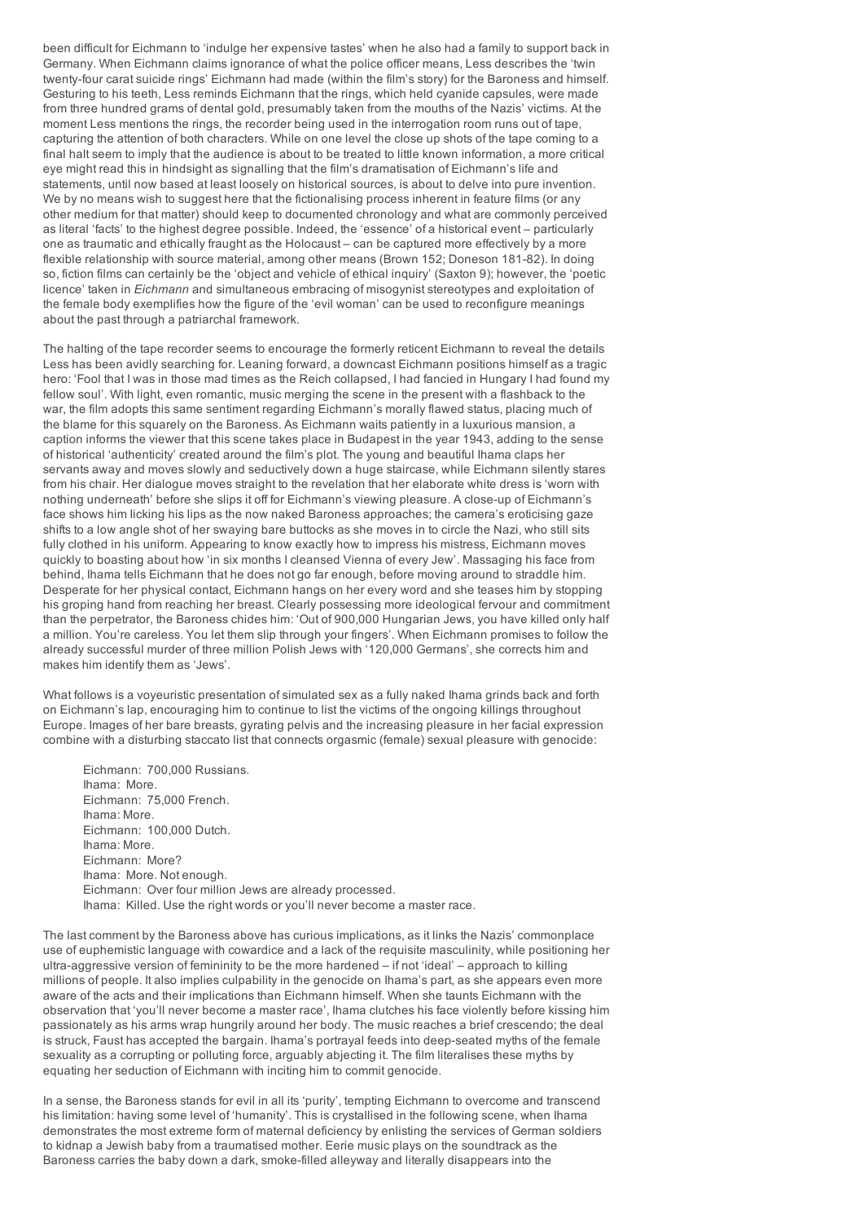been difficult for Eichmann to 'indulge her expensive tastes' when he also had a family to support back in Germany. When Eichmann claims ignorance of what the police officer means, Less describes the 'twin twenty-four carat suicide rings' Eichmann had made (within the film's story) for the Baroness and himself. Gesturing to his teeth, Less reminds Eichmann that the rings, which held cyanide capsules, were made from three hundred grams of dental gold, presumably taken from the mouths of the Nazis' victims. At the moment Less mentions the rings, the recorder being used in the interrogation room runs out of tape, capturing the attention of both characters. While on one level the close up shots of the tape coming to a final halt seem to imply that the audience is about to be treated to little known information, a more critical eye might read this in hindsight as signalling that the film's dramatisation of Eichmann's life and statements, until now based at least loosely on historical sources, is about to delve into pure invention. We by no means wish to suggest here that the fictionalising process inherent in feature films (or any other medium for that matter) should keep to documented chronology and what are commonly perceived as literal 'facts' to the highest degree possible. Indeed, the 'essence' of a historical event – particularly one as traumatic and ethically fraught as the Holocaust – can be captured more effectively by a more flexible relationship with source material, among other means (Brown 152; Doneson 181-82). In doing so, fiction films can certainly be the 'object and vehicle of ethical inquiry' (Saxton 9); however, the 'poetic licence' taken in *Eichmann* and simultaneous embracing of misogynist stereotypes and exploitation of the female body exemplifies how the figure of the 'evil woman' can be used to reconfigure meanings about the past through a patriarchal framework.

The halting of the tape recorder seems to encourage the formerly reticent Eichmann to reveal the details Less has been avidly searching for. Leaning forward, a downcast Eichmann positions himself as a tragic hero: 'Fool that I was in those mad times as the Reich collapsed, I had fancied in Hungary I had found my fellow soul'. With light, even romantic, music merging the scene in the present with a flashback to the war, the film adopts this same sentiment regarding Eichmann's morally flawed status, placing much of the blame for this squarely on the Baroness. As Eichmann waits patiently in a luxurious mansion, a caption informs the viewer that this scene takes place in Budapest in the year 1943, adding to the sense of historical 'authenticity' created around the film's plot. The young and beautiful Ihama claps her servants away and moves slowly and seductively down a huge staircase, while Eichmann silently stares from his chair. Her dialogue moves straight to the revelation that her elaborate white dress is 'worn with nothing underneath' before she slips it off for Eichmann's viewing pleasure. A close-up of Eichmann's face shows him licking his lips as the now naked Baroness approaches; the camera's eroticising gaze shifts to a low angle shot of her swaying bare buttocks as she moves in to circle the Nazi, who still sits fully clothed in his uniform. Appearing to know exactly how to impress his mistress, Eichmann moves quickly to boasting about how 'in six months I cleansed Vienna of every Jew'. Massaging his face from behind, Ihama tells Eichmann that he does not go far enough, before moving around to straddle him. Desperate for her physical contact, Eichmann hangs on her every word and she teases him by stopping his groping hand from reaching her breast. Clearly possessing more ideological fervour and commitment than the perpetrator, the Baroness chides him: 'Out of 900,000 Hungarian Jews, you have killed only half a million. You're careless. You let them slip through your fingers'. When Eichmann promises to follow the already successful murder of three million Polish Jews with '120,000 Germans', she corrects him and makes him identify them as 'Jews'.

What follows is a voyeuristic presentation of simulated sex as a fully naked Ihama grinds back and forth on Eichmann's lap, encouraging him to continue to list the victims of the ongoing killings throughout Europe. Images of her bare breasts, gyrating pelvis and the increasing pleasure in her facial expression combine with a disturbing staccato list that connects orgasmic (female) sexual pleasure with genocide:

> Eichmann: 700,000 Russians.
> Ihama: More.
> Eichmann: 75,000 French.
> Ihama: More.
> Eichmann: 100,000 Dutch.
> Ihama: More.
> Eichmann: More?
> Ihama: More. Not enough.
> Eichmann: Over four million Jews are already processed.
> Ihama: Killed. Use the right words or you'll never become a master race.

The last comment by the Baroness above has curious implications, as it links the Nazis' commonplace use of euphemistic language with cowardice and a lack of the requisite masculinity, while positioning her ultra-aggressive version of femininity to be the more hardened – if not 'ideal' – approach to killing millions of people. It also implies culpability in the genocide on Ihama's part, as she appears even more aware of the acts and their implications than Eichmann himself. When she taunts Eichmann with the observation that 'you'll never become a master race', Ihama clutches his face violently before kissing him passionately as his arms wrap hungrily around her body. The music reaches a brief crescendo; the deal is struck, Faust has accepted the bargain. Ihama's portrayal feeds into deep-seated myths of the female sexuality as a corrupting or polluting force, arguably abjecting it. The film literalises these myths by equating her seduction of Eichmann with inciting him to commit genocide.

In a sense, the Baroness stands for evil in all its 'purity', tempting Eichmann to overcome and transcend his limitation: having some level of 'humanity'. This is crystallised in the following scene, when Ihama demonstrates the most extreme form of maternal deficiency by enlisting the services of German soldiers to kidnap a Jewish baby from a traumatised mother. Eerie music plays on the soundtrack as the Baroness carries the baby down a dark, smoke-filled alleyway and literally disappears into the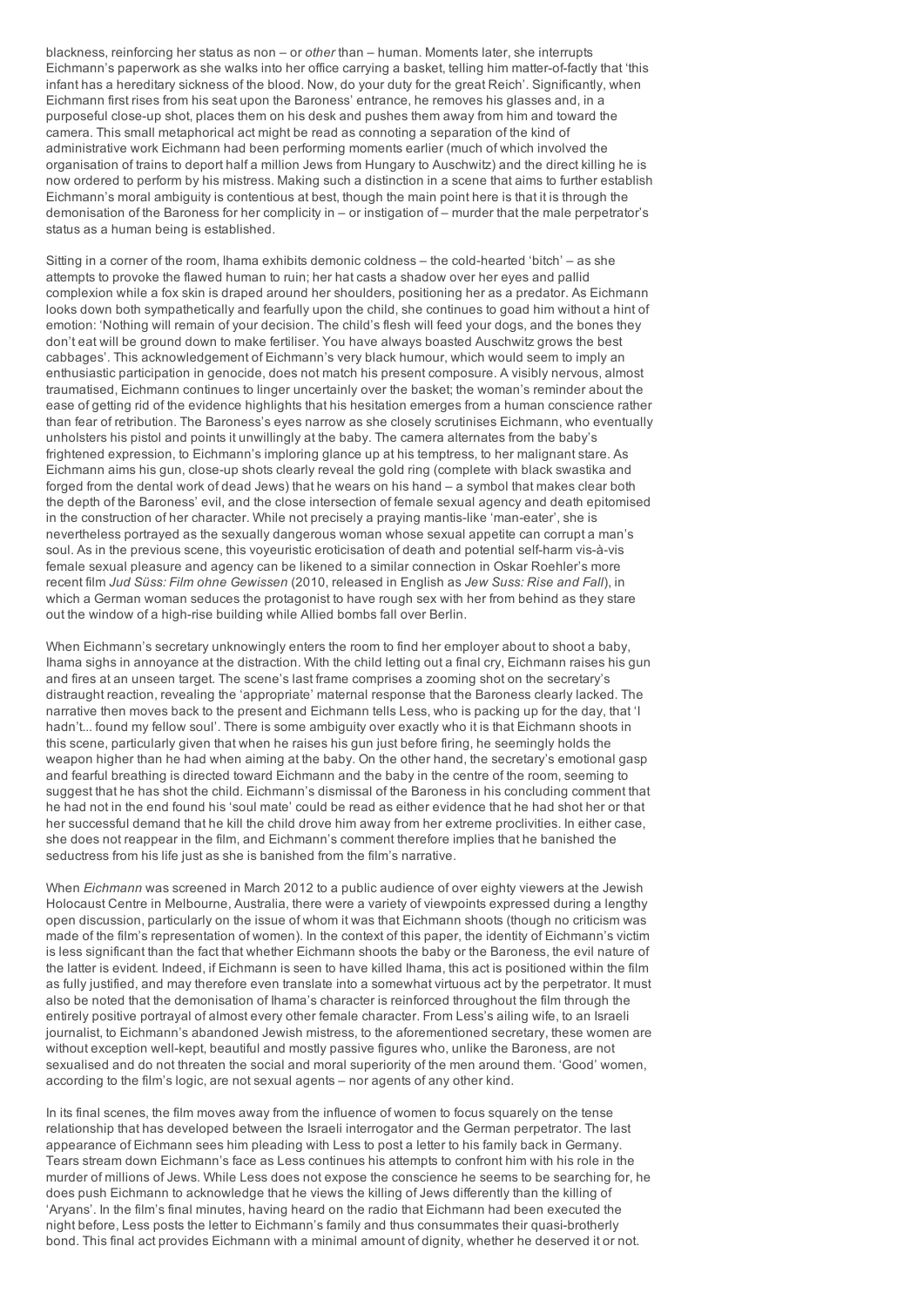blackness, reinforcing her status as non – or *other* than – human. Moments later, she interrupts Eichmann's paperwork as she walks into her office carrying a basket, telling him matter-of-factly that 'this infant has a hereditary sickness of the blood. Now, do your duty for the great Reich'. Significantly, when Eichmann first rises from his seat upon the Baroness' entrance, he removes his glasses and, in a purposeful close-up shot, places them on his desk and pushes them away from him and toward the camera. This small metaphorical act might be read as connoting a separation of the kind of administrative work Eichmann had been performing moments earlier (much of which involved the organisation of trains to deport half a million Jews from Hungary to Auschwitz) and the direct killing he is now ordered to perform by his mistress. Making such a distinction in a scene that aims to further establish Eichmann's moral ambiguity is contentious at best, though the main point here is that it is through the demonisation of the Baroness for her complicity in – or instigation of – murder that the male perpetrator's status as a human being is established.

Sitting in a corner of the room, Ihama exhibits demonic coldness – the cold-hearted 'bitch' – as she attempts to provoke the flawed human to ruin; her hat casts a shadow over her eyes and pallid complexion while a fox skin is draped around her shoulders, positioning her as a predator. As Eichmann looks down both sympathetically and fearfully upon the child, she continues to goad him without a hint of emotion: 'Nothing will remain of your decision. The child's flesh will feed your dogs, and the bones they don't eat will be ground down to make fertiliser. You have always boasted Auschwitz grows the best cabbages'. This acknowledgement of Eichmann's very black humour, which would seem to imply an enthusiastic participation in genocide, does not match his present composure. A visibly nervous, almost traumatised, Eichmann continues to linger uncertainly over the basket; the woman's reminder about the ease of getting rid of the evidence highlights that his hesitation emerges from a human conscience rather than fear of retribution. The Baroness's eyes narrow as she closely scrutinises Eichmann, who eventually unholsters his pistol and points it unwillingly at the baby. The camera alternates from the baby's frightened expression, to Eichmann's imploring glance up at his temptress, to her malignant stare. As Eichmann aims his gun, close-up shots clearly reveal the gold ring (complete with black swastika and forged from the dental work of dead Jews) that he wears on his hand – a symbol that makes clear both the depth of the Baroness' evil, and the close intersection of female sexual agency and death epitomised in the construction of her character. While not precisely a praying mantis-like 'man-eater', she is nevertheless portrayed as the sexually dangerous woman whose sexual appetite can corrupt a man's soul. As in the previous scene, this voyeuristic eroticisation of death and potential self-harm vis-à-vis female sexual pleasure and agency can be likened to a similar connection in Oskar Roehler's more recent film *Jud Süss: Film ohne Gewissen* (2010, released in English as *Jew Suss: Rise and Fall*), in which a German woman seduces the protagonist to have rough sex with her from behind as they stare out the window of a high-rise building while Allied bombs fall over Berlin.

When Eichmann's secretary unknowingly enters the room to find her employer about to shoot a baby, Ihama sighs in annoyance at the distraction. With the child letting out a final cry, Eichmann raises his gun and fires at an unseen target. The scene's last frame comprises a zooming shot on the secretary's distraught reaction, revealing the 'appropriate' maternal response that the Baroness clearly lacked. The narrative then moves back to the present and Eichmann tells Less, who is packing up for the day, that 'I hadn't... found my fellow soul'. There is some ambiguity over exactly who it is that Eichmann shoots in this scene, particularly given that when he raises his gun just before firing, he seemingly holds the weapon higher than he had when aiming at the baby. On the other hand, the secretary's emotional gasp and fearful breathing is directed toward Eichmann and the baby in the centre of the room, seeming to suggest that he has shot the child. Eichmann's dismissal of the Baroness in his concluding comment that he had not in the end found his 'soul mate' could be read as either evidence that he had shot her or that her successful demand that he kill the child drove him away from her extreme proclivities. In either case, she does not reappear in the film, and Eichmann's comment therefore implies that he banished the seductress from his life just as she is banished from the film's narrative.

When *Eichmann* was screened in March 2012 to a public audience of over eighty viewers at the Jewish Holocaust Centre in Melbourne, Australia, there were a variety of viewpoints expressed during a lengthy open discussion, particularly on the issue of whom it was that Eichmann shoots (though no criticism was made of the film's representation of women). In the context of this paper, the identity of Eichmann's victim is less significant than the fact that whether Eichmann shoots the baby or the Baroness, the evil nature of the latter is evident. Indeed, if Eichmann is seen to have killed Ihama, this act is positioned within the film as fully justified, and may therefore even translate into a somewhat virtuous act by the perpetrator. It must also be noted that the demonisation of Ihama's character is reinforced throughout the film through the entirely positive portrayal of almost every other female character. From Less's ailing wife, to an Israeli journalist, to Eichmann's abandoned Jewish mistress, to the aforementioned secretary, these women are without exception well-kept, beautiful and mostly passive figures who, unlike the Baroness, are not sexualised and do not threaten the social and moral superiority of the men around them. 'Good' women, according to the film's logic, are not sexual agents – nor agents of any other kind.

In its final scenes, the film moves away from the influence of women to focus squarely on the tense relationship that has developed between the Israeli interrogator and the German perpetrator. The last appearance of Eichmann sees him pleading with Less to post a letter to his family back in Germany. Tears stream down Eichmann's face as Less continues his attempts to confront him with his role in the murder of millions of Jews. While Less does not expose the conscience he seems to be searching for, he does push Eichmann to acknowledge that he views the killing of Jews differently than the killing of 'Aryans'. In the film's final minutes, having heard on the radio that Eichmann had been executed the night before, Less posts the letter to Eichmann's family and thus consummates their quasi-brotherly bond. This final act provides Eichmann with a minimal amount of dignity, whether he deserved it or not.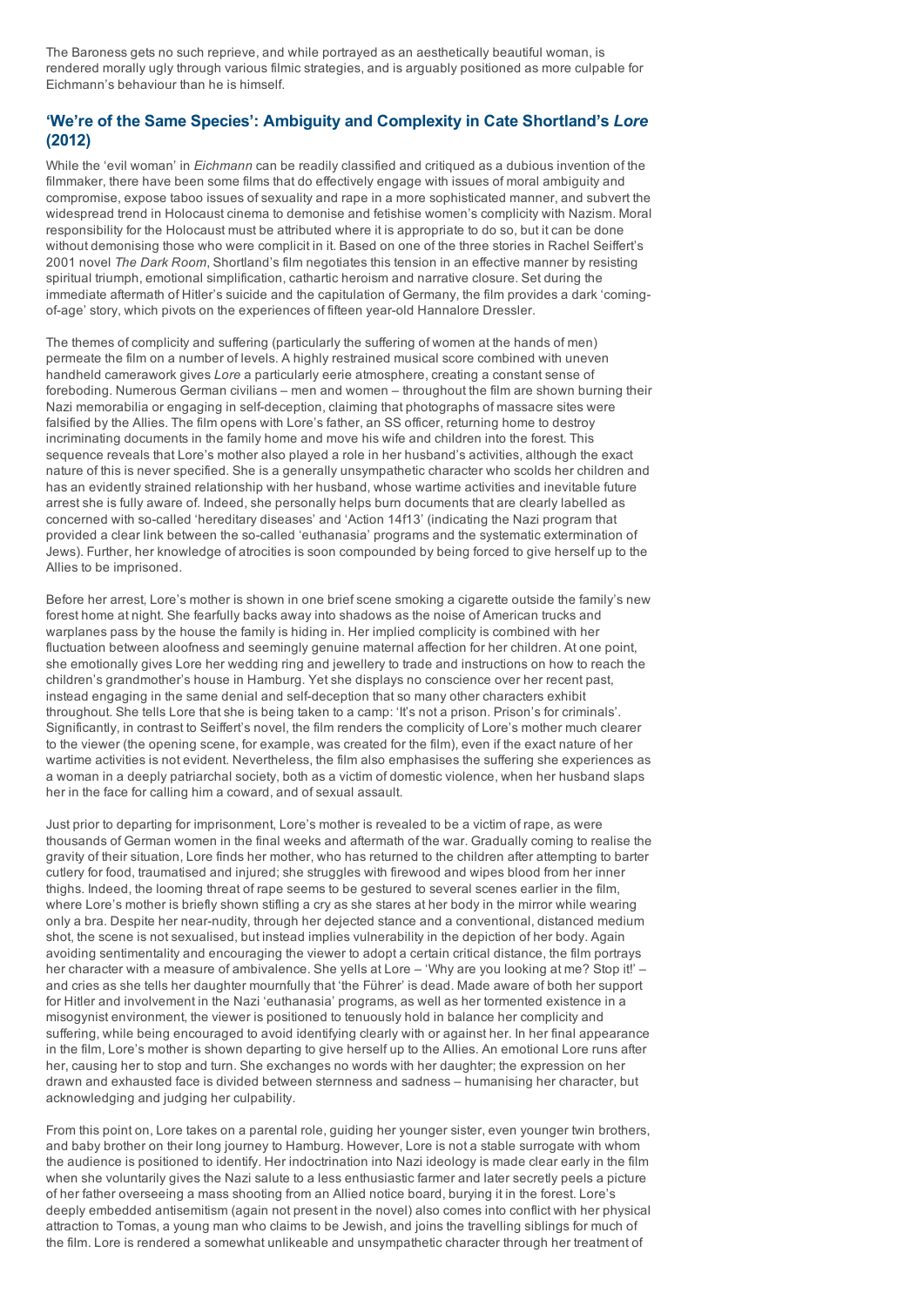The Baroness gets no such reprieve, and while portrayed as an aesthetically beautiful woman, is rendered morally ugly through various filmic strategies, and is arguably positioned as more culpable for Eichmann's behaviour than he is himself.

## 'We're of the Same Species': Ambiguity and Complexity in Cate Shortland's *Lore* (2012)

While the 'evil woman' in *Eichmann* can be readily classified and critiqued as a dubious invention of the filmmaker, there have been some films that do effectively engage with issues of moral ambiguity and compromise, expose taboo issues of sexuality and rape in a more sophisticated manner, and subvert the widespread trend in Holocaust cinema to demonise and fetishise women's complicity with Nazism. Moral responsibility for the Holocaust must be attributed where it is appropriate to do so, but it can be done without demonising those who were complicit in it. Based on one of the three stories in Rachel Seiffert's 2001 novel *The Dark Room*, Shortland's film negotiates this tension in an effective manner by resisting spiritual triumph, emotional simplification, cathartic heroism and narrative closure. Set during the immediate aftermath of Hitler's suicide and the capitulation of Germany, the film provides a dark 'coming-of-age' story, which pivots on the experiences of fifteen year-old Hannalore Dressler.

The themes of complicity and suffering (particularly the suffering of women at the hands of men) permeate the film on a number of levels. A highly restrained musical score combined with uneven handheld camerawork gives *Lore* a particularly eerie atmosphere, creating a constant sense of foreboding. Numerous German civilians – men and women – throughout the film are shown burning their Nazi memorabilia or engaging in self-deception, claiming that photographs of massacre sites were falsified by the Allies. The film opens with Lore's father, an SS officer, returning home to destroy incriminating documents in the family home and move his wife and children into the forest. This sequence reveals that Lore's mother also played a role in her husband's activities, although the exact nature of this is never specified. She is a generally unsympathetic character who scolds her children and has an evidently strained relationship with her husband, whose wartime activities and inevitable future arrest she is fully aware of. Indeed, she personally helps burn documents that are clearly labelled as concerned with so-called 'hereditary diseases' and 'Action 14f13' (indicating the Nazi program that provided a clear link between the so-called 'euthanasia' programs and the systematic extermination of Jews). Further, her knowledge of atrocities is soon compounded by being forced to give herself up to the Allies to be imprisoned.

Before her arrest, Lore's mother is shown in one brief scene smoking a cigarette outside the family's new forest home at night. She fearfully backs away into shadows as the noise of American trucks and warplanes pass by the house the family is hiding in. Her implied complicity is combined with her fluctuation between aloofness and seemingly genuine maternal affection for her children. At one point, she emotionally gives Lore her wedding ring and jewellery to trade and instructions on how to reach the children's grandmother's house in Hamburg. Yet she displays no conscience over her recent past, instead engaging in the same denial and self-deception that so many other characters exhibit throughout. She tells Lore that she is being taken to a camp: 'It's not a prison. Prison's for criminals'. Significantly, in contrast to Seiffert's novel, the film renders the complicity of Lore's mother much clearer to the viewer (the opening scene, for example, was created for the film), even if the exact nature of her wartime activities is not evident. Nevertheless, the film also emphasises the suffering she experiences as a woman in a deeply patriarchal society, both as a victim of domestic violence, when her husband slaps her in the face for calling him a coward, and of sexual assault.

Just prior to departing for imprisonment, Lore's mother is revealed to be a victim of rape, as were thousands of German women in the final weeks and aftermath of the war. Gradually coming to realise the gravity of their situation, Lore finds her mother, who has returned to the children after attempting to barter cutlery for food, traumatised and injured; she struggles with firewood and wipes blood from her inner thighs. Indeed, the looming threat of rape seems to be gestured to several scenes earlier in the film, where Lore's mother is briefly shown stifling a cry as she stares at her body in the mirror while wearing only a bra. Despite her near-nudity, through her dejected stance and a conventional, distanced medium shot, the scene is not sexualised, but instead implies vulnerability in the depiction of her body. Again avoiding sentimentality and encouraging the viewer to adopt a certain critical distance, the film portrays her character with a measure of ambivalence. She yells at Lore – 'Why are you looking at me? Stop it!' – and cries as she tells her daughter mournfully that 'the Führer' is dead. Made aware of both her support for Hitler and involvement in the Nazi 'euthanasia' programs, as well as her tormented existence in a misogynist environment, the viewer is positioned to tenuously hold in balance her complicity and suffering, while being encouraged to avoid identifying clearly with or against her. In her final appearance in the film, Lore's mother is shown departing to give herself up to the Allies. An emotional Lore runs after her, causing her to stop and turn. She exchanges no words with her daughter; the expression on her drawn and exhausted face is divided between sternness and sadness – humanising her character, but acknowledging and judging her culpability.

From this point on, Lore takes on a parental role, guiding her younger sister, even younger twin brothers, and baby brother on their long journey to Hamburg. However, Lore is not a stable surrogate with whom the audience is positioned to identify. Her indoctrination into Nazi ideology is made clear early in the film when she voluntarily gives the Nazi salute to a less enthusiastic farmer and later secretly peels a picture of her father overseeing a mass shooting from an Allied notice board, burying it in the forest. Lore's deeply embedded antisemitism (again not present in the novel) also comes into conflict with her physical attraction to Tomas, a young man who claims to be Jewish, and joins the travelling siblings for much of the film. Lore is rendered a somewhat unlikeable and unsympathetic character through her treatment of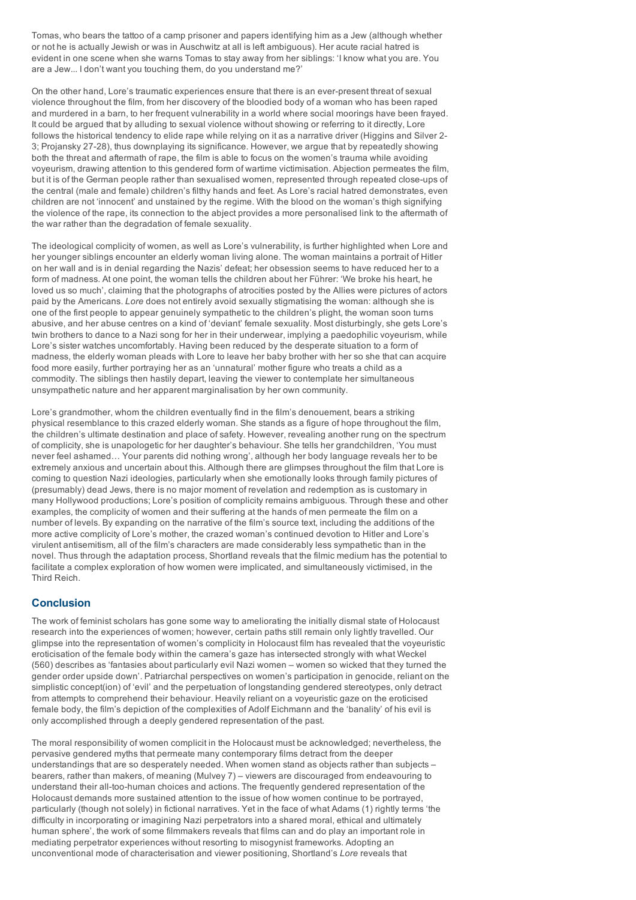Tomas, who bears the tattoo of a camp prisoner and papers identifying him as a Jew (although whether or not he is actually Jewish or was in Auschwitz at all is left ambiguous). Her acute racial hatred is evident in one scene when she warns Tomas to stay away from her siblings: 'I know what you are. You are a Jew... I don't want you touching them, do you understand me?'

On the other hand, Lore's traumatic experiences ensure that there is an ever-present threat of sexual violence throughout the film, from her discovery of the bloodied body of a woman who has been raped and murdered in a barn, to her frequent vulnerability in a world where social moorings have been frayed. It could be argued that by alluding to sexual violence without showing or referring to it directly, Lore follows the historical tendency to elide rape while relying on it as a narrative driver (Higgins and Silver 2-3; Projansky 27-28), thus downplaying its significance. However, we argue that by repeatedly showing both the threat and aftermath of rape, the film is able to focus on the women's trauma while avoiding voyeurism, drawing attention to this gendered form of wartime victimisation. Abjection permeates the film, but it is of the German people rather than sexualised women, represented through repeated close-ups of the central (male and female) children's filthy hands and feet. As Lore's racial hatred demonstrates, even children are not 'innocent' and unstained by the regime. With the blood on the woman's thigh signifying the violence of the rape, its connection to the abject provides a more personalised link to the aftermath of the war rather than the degradation of female sexuality.

The ideological complicity of women, as well as Lore's vulnerability, is further highlighted when Lore and her younger siblings encounter an elderly woman living alone. The woman maintains a portrait of Hitler on her wall and is in denial regarding the Nazis' defeat; her obsession seems to have reduced her to a form of madness. At one point, the woman tells the children about her Führer: 'We broke his heart, he loved us so much', claiming that the photographs of atrocities posted by the Allies were pictures of actors paid by the Americans. *Lore* does not entirely avoid sexually stigmatising the woman: although she is one of the first people to appear genuinely sympathetic to the children's plight, the woman soon turns abusive, and her abuse centres on a kind of 'deviant' female sexuality. Most disturbingly, she gets Lore's twin brothers to dance to a Nazi song for her in their underwear, implying a paedophilic voyeurism, while Lore's sister watches uncomfortably. Having been reduced by the desperate situation to a form of madness, the elderly woman pleads with Lore to leave her baby brother with her so she that can acquire food more easily, further portraying her as an 'unnatural' mother figure who treats a child as a commodity. The siblings then hastily depart, leaving the viewer to contemplate her simultaneous unsympathetic nature and her apparent marginalisation by her own community.

Lore's grandmother, whom the children eventually find in the film's denouement, bears a striking physical resemblance to this crazed elderly woman. She stands as a figure of hope throughout the film, the children's ultimate destination and place of safety. However, revealing another rung on the spectrum of complicity, she is unapologetic for her daughter's behaviour. She tells her grandchildren, 'You must never feel ashamed… Your parents did nothing wrong', although her body language reveals her to be extremely anxious and uncertain about this. Although there are glimpses throughout the film that Lore is coming to question Nazi ideologies, particularly when she emotionally looks through family pictures of (presumably) dead Jews, there is no major moment of revelation and redemption as is customary in many Hollywood productions; Lore's position of complicity remains ambiguous. Through these and other examples, the complicity of women and their suffering at the hands of men permeate the film on a number of levels. By expanding on the narrative of the film's source text, including the additions of the more active complicity of Lore's mother, the crazed woman's continued devotion to Hitler and Lore's virulent antisemitism, all of the film's characters are made considerably less sympathetic than in the novel. Thus through the adaptation process, Shortland reveals that the filmic medium has the potential to facilitate a complex exploration of how women were implicated, and simultaneously victimised, in the Third Reich.

## Conclusion

The work of feminist scholars has gone some way to ameliorating the initially dismal state of Holocaust research into the experiences of women; however, certain paths still remain only lightly travelled. Our glimpse into the representation of women's complicity in Holocaust film has revealed that the voyeuristic eroticisation of the female body within the camera's gaze has intersected strongly with what Weckel (560) describes as 'fantasies about particularly evil Nazi women – women so wicked that they turned the gender order upside down'. Patriarchal perspectives on women's participation in genocide, reliant on the simplistic concept(ion) of 'evil' and the perpetuation of longstanding gendered stereotypes, only detract from attempts to comprehend their behaviour. Heavily reliant on a voyeuristic gaze on the eroticised female body, the film's depiction of the complexities of Adolf Eichmann and the 'banality' of his evil is only accomplished through a deeply gendered representation of the past.

The moral responsibility of women complicit in the Holocaust must be acknowledged; nevertheless, the pervasive gendered myths that permeate many contemporary films detract from the deeper understandings that are so desperately needed. When women stand as objects rather than subjects – bearers, rather than makers, of meaning (Mulvey 7) – viewers are discouraged from endeavouring to understand their all-too-human choices and actions. The frequently gendered representation of the Holocaust demands more sustained attention to the issue of how women continue to be portrayed, particularly (though not solely) in fictional narratives. Yet in the face of what Adams (1) rightly terms 'the difficulty in incorporating or imagining Nazi perpetrators into a shared moral, ethical and ultimately human sphere', the work of some filmmakers reveals that films can and do play an important role in mediating perpetrator experiences without resorting to misogynist frameworks. Adopting an unconventional mode of characterisation and viewer positioning, Shortland's *Lore* reveals that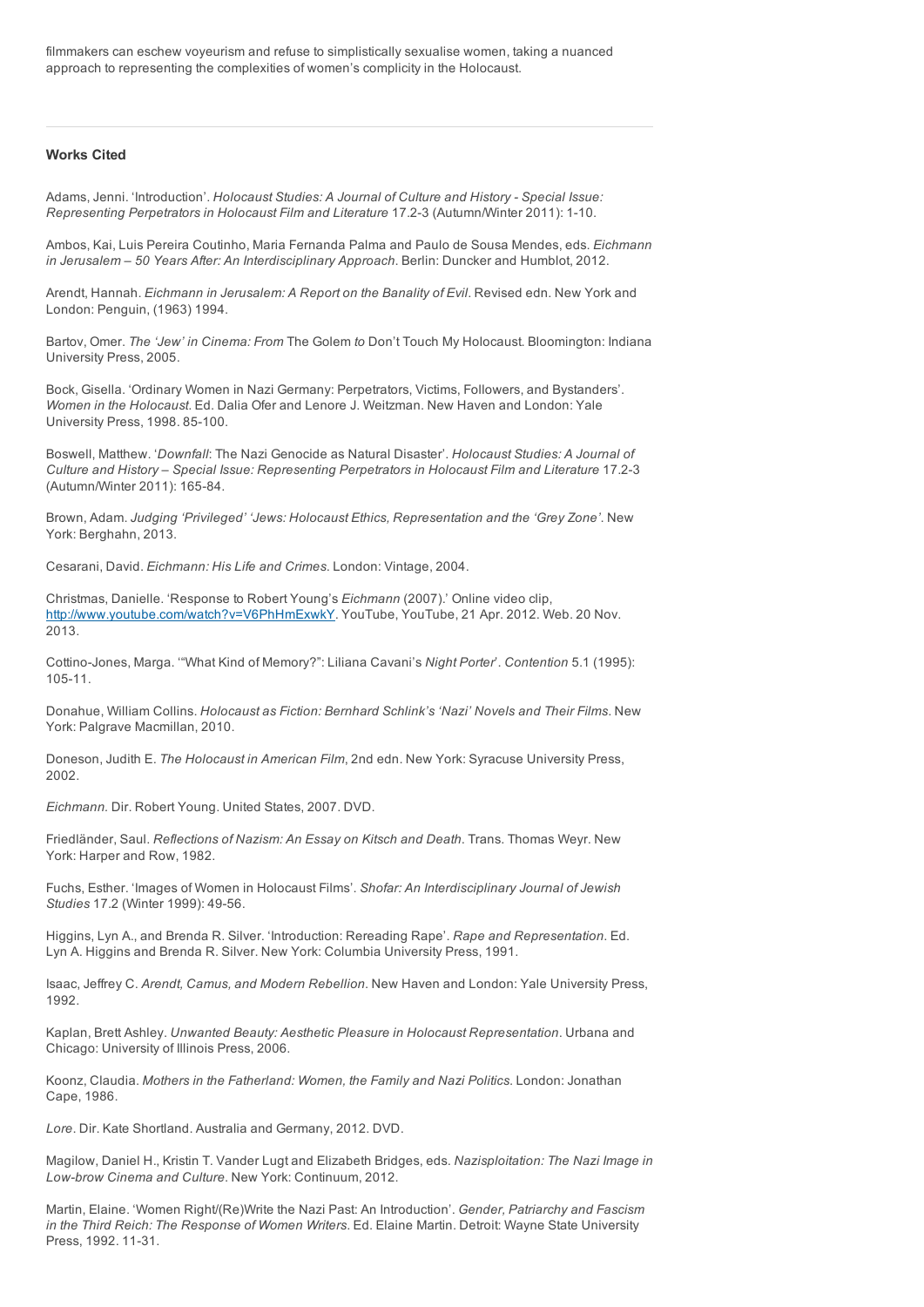filmmakers can eschew voyeurism and refuse to simplistically sexualise women, taking a nuanced approach to representing the complexities of women's complicity in the Holocaust.

---

**Works Cited**

Adams, Jenni. 'Introduction'. *Holocaust Studies: A Journal of Culture and History - Special Issue: Representing Perpetrators in Holocaust Film and Literature* 17.2-3 (Autumn/Winter 2011): 1-10.

Ambos, Kai, Luis Pereira Coutinho, Maria Fernanda Palma and Paulo de Sousa Mendes, eds. *Eichmann in Jerusalem – 50 Years After: An Interdisciplinary Approach*. Berlin: Duncker and Humblot, 2012.

Arendt, Hannah. *Eichmann in Jerusalem: A Report on the Banality of Evil*. Revised edn. New York and London: Penguin, (1963) 1994.

Bartov, Omer. *The 'Jew' in Cinema: From* The Golem *to* Don't Touch My Holocaust. Bloomington: Indiana University Press, 2005.

Bock, Gisella. 'Ordinary Women in Nazi Germany: Perpetrators, Victims, Followers, and Bystanders'. *Women in the Holocaust*. Ed. Dalia Ofer and Lenore J. Weitzman. New Haven and London: Yale University Press, 1998. 85-100.

Boswell, Matthew. '*Downfall*: The Nazi Genocide as Natural Disaster'. *Holocaust Studies: A Journal of Culture and History – Special Issue: Representing Perpetrators in Holocaust Film and Literature* 17.2-3 (Autumn/Winter 2011): 165-84.

Brown, Adam. *Judging 'Privileged' 'Jews: Holocaust Ethics, Representation and the 'Grey Zone'*. New York: Berghahn, 2013.

Cesarani, David. *Eichmann: His Life and Crimes*. London: Vintage, 2004.

Christmas, Danielle. 'Response to Robert Young's *Eichmann* (2007).' Online video clip, http://www.youtube.com/watch?v=V6PhHmExwkY. YouTube, YouTube, 21 Apr. 2012. Web. 20 Nov. 2013.

Cottino-Jones, Marga. '"What Kind of Memory?": Liliana Cavani's *Night Porter*'. *Contention* 5.1 (1995): 105-11.

Donahue, William Collins. *Holocaust as Fiction: Bernhard Schlink's 'Nazi' Novels and Their Films*. New York: Palgrave Macmillan, 2010.

Doneson, Judith E. *The Holocaust in American Film*, 2nd edn. New York: Syracuse University Press, 2002.

*Eichmann*. Dir. Robert Young. United States, 2007. DVD.

Friedländer, Saul. *Reflections of Nazism: An Essay on Kitsch and Death*. Trans. Thomas Weyr. New York: Harper and Row, 1982.

Fuchs, Esther. 'Images of Women in Holocaust Films'. *Shofar: An Interdisciplinary Journal of Jewish Studies* 17.2 (Winter 1999): 49-56.

Higgins, Lyn A., and Brenda R. Silver. 'Introduction: Rereading Rape'. *Rape and Representation*. Ed. Lyn A. Higgins and Brenda R. Silver. New York: Columbia University Press, 1991.

Isaac, Jeffrey C. *Arendt, Camus, and Modern Rebellion*. New Haven and London: Yale University Press, 1992.

Kaplan, Brett Ashley. *Unwanted Beauty: Aesthetic Pleasure in Holocaust Representation*. Urbana and Chicago: University of Illinois Press, 2006.

Koonz, Claudia. *Mothers in the Fatherland: Women, the Family and Nazi Politics*. London: Jonathan Cape, 1986.

*Lore*. Dir. Kate Shortland. Australia and Germany, 2012. DVD.

Magilow, Daniel H., Kristin T. Vander Lugt and Elizabeth Bridges, eds. *Nazisploitation: The Nazi Image in Low-brow Cinema and Culture*. New York: Continuum, 2012.

Martin, Elaine. 'Women Right/(Re)Write the Nazi Past: An Introduction'. *Gender, Patriarchy and Fascism in the Third Reich: The Response of Women Writers*. Ed. Elaine Martin. Detroit: Wayne State University Press, 1992. 11-31.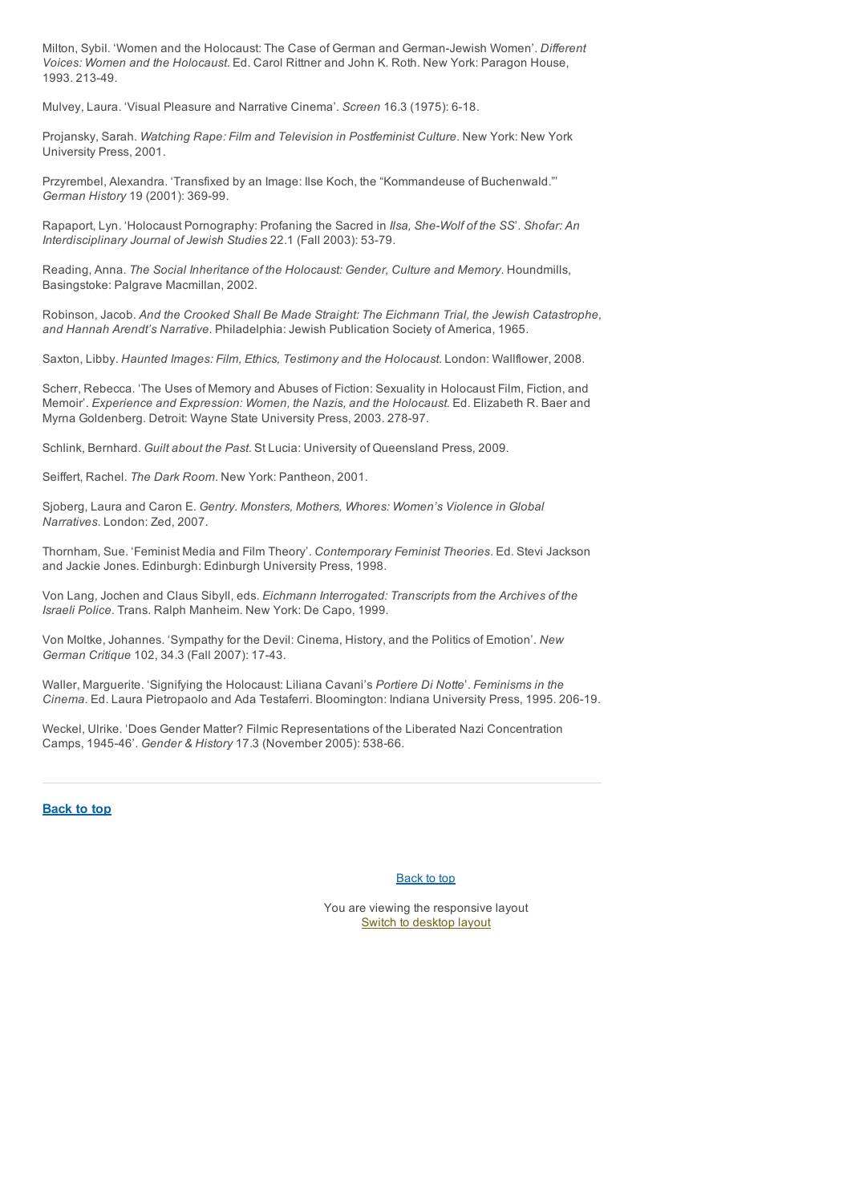Milton, Sybil. 'Women and the Holocaust: The Case of German and German-Jewish Women'. *Different Voices: Women and the Holocaust*. Ed. Carol Rittner and John K. Roth. New York: Paragon House, 1993. 213-49.

Mulvey, Laura. 'Visual Pleasure and Narrative Cinema'. *Screen* 16.3 (1975): 6-18.

Projansky, Sarah. *Watching Rape: Film and Television in Postfeminist Culture*. New York: New York University Press, 2001.

Przyrembel, Alexandra. 'Transfixed by an Image: Ilse Koch, the "Kommandeuse of Buchenwald."' *German History* 19 (2001): 369-99.

Rapaport, Lyn. 'Holocaust Pornography: Profaning the Sacred in *Ilsa, She-Wolf of the SS*'. *Shofar: An Interdisciplinary Journal of Jewish Studies* 22.1 (Fall 2003): 53-79.

Reading, Anna. *The Social Inheritance of the Holocaust: Gender, Culture and Memory*. Houndmills, Basingstoke: Palgrave Macmillan, 2002.

Robinson, Jacob. *And the Crooked Shall Be Made Straight: The Eichmann Trial, the Jewish Catastrophe, and Hannah Arendt's Narrative*. Philadelphia: Jewish Publication Society of America, 1965.

Saxton, Libby. *Haunted Images: Film, Ethics, Testimony and the Holocaust*. London: Wallflower, 2008.

Scherr, Rebecca. 'The Uses of Memory and Abuses of Fiction: Sexuality in Holocaust Film, Fiction, and Memoir'. *Experience and Expression: Women, the Nazis, and the Holocaust*. Ed. Elizabeth R. Baer and Myrna Goldenberg. Detroit: Wayne State University Press, 2003. 278-97.

Schlink, Bernhard. *Guilt about the Past*. St Lucia: University of Queensland Press, 2009.

Seiffert, Rachel. *The Dark Room*. New York: Pantheon, 2001.

Sjoberg, Laura and Caron E. Gentry. *Monsters, Mothers, Whores: Women's Violence in Global Narratives*. London: Zed, 2007.

Thornham, Sue. 'Feminist Media and Film Theory'. *Contemporary Feminist Theories*. Ed. Stevi Jackson and Jackie Jones. Edinburgh: Edinburgh University Press, 1998.

Von Lang, Jochen and Claus Sibyll, eds. *Eichmann Interrogated: Transcripts from the Archives of the Israeli Police*. Trans. Ralph Manheim. New York: De Capo, 1999.

Von Moltke, Johannes. 'Sympathy for the Devil: Cinema, History, and the Politics of Emotion'. *New German Critique* 102, 34.3 (Fall 2007): 17-43.

Waller, Marguerite. 'Signifying the Holocaust: Liliana Cavani's *Portiere Di Notte*'. *Feminisms in the Cinema*. Ed. Laura Pietropaolo and Ada Testaferri. Bloomington: Indiana University Press, 1995. 206-19.

Weckel, Ulrike. 'Does Gender Matter? Filmic Representations of the Liberated Nazi Concentration Camps, 1945-46'. *Gender & History* 17.3 (November 2005): 538-66.

---

**Back to top**

Back to top

You are viewing the responsive layout
Switch to desktop layout